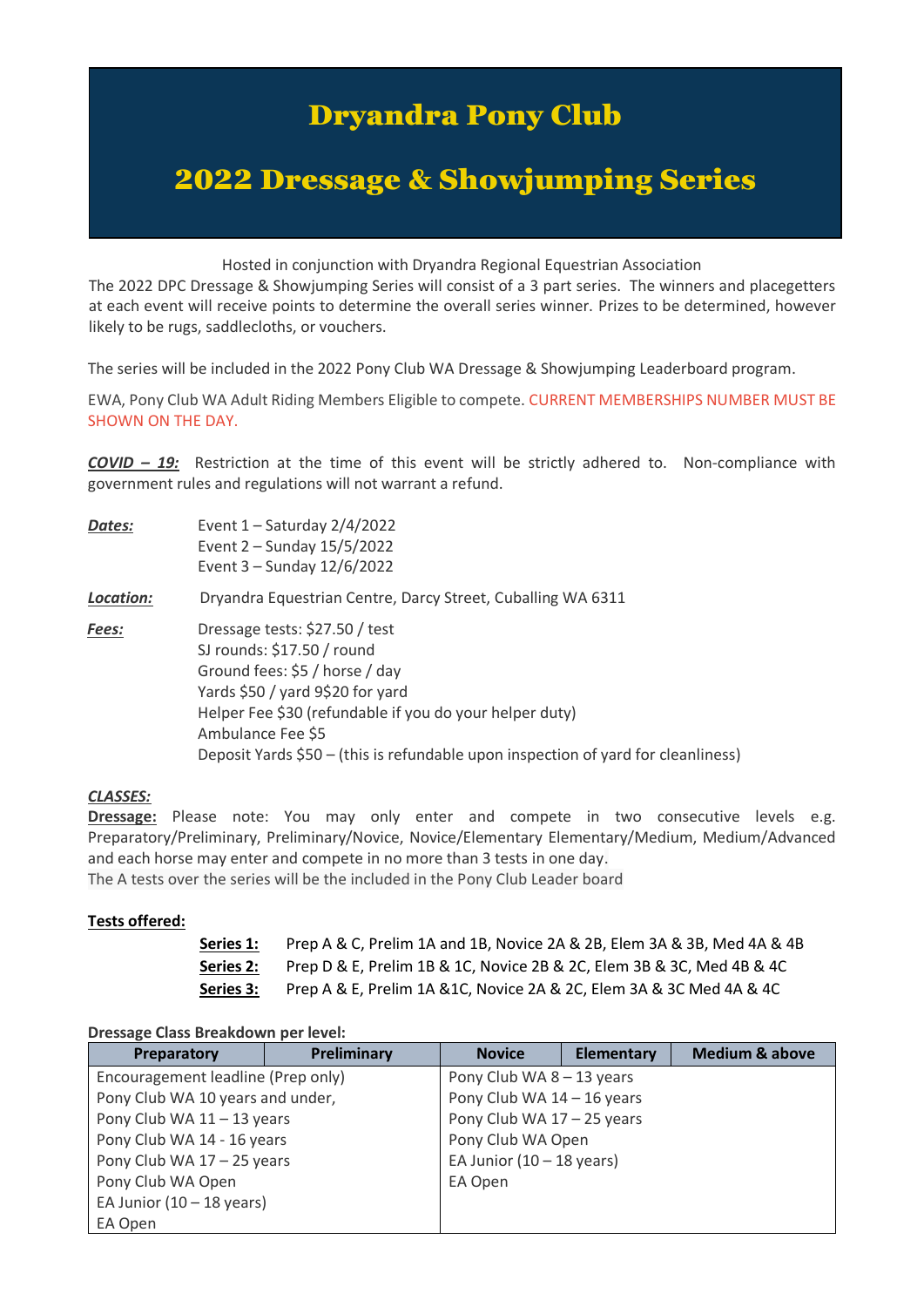# Dryandra Pony Club

# 2022 Dressage & Showjumping Series

Hosted in conjunction with Dryandra Regional Equestrian Association

The 2022 DPC Dressage & Showjumping Series will consist of a 3 part series. The winners and placegetters at each event will receive points to determine the overall series winner. Prizes to be determined, however likely to be rugs, saddlecloths, or vouchers.

The series will be included in the 2022 Pony Club WA Dressage & Showjumping Leaderboard program.

EWA, Pony Club WA Adult Riding Members Eligible to compete. CURRENT MEMBERSHIPS NUMBER MUST BE SHOWN ON THE DAY.

***COVID – 19:*** Restriction at the time of this event will be strictly adhered to. Non-compliance with government rules and regulations will not warrant a refund.

***Dates:***
Event 1 – Saturday 2/4/2022
Event 2 – Sunday 15/5/2022
Event 3 – Sunday 12/6/2022

***Location:*** Dryandra Equestrian Centre, Darcy Street, Cuballing WA 6311

***Fees:***
Dressage tests: $27.50 / test
SJ rounds: $17.50 / round
Ground fees: $5 / horse / day
Yards $50 / yard 9$20 for yard
Helper Fee $30 (refundable if you do your helper duty)
Ambulance Fee $5
Deposit Yards $50 – (this is refundable upon inspection of yard for cleanliness)

***CLASSES:***

**Dressage:** Please note: You may only enter and compete in two consecutive levels e.g. Preparatory/Preliminary, Preliminary/Novice, Novice/Elementary Elementary/Medium, Medium/Advanced and each horse may enter and compete in no more than 3 tests in one day.
The A tests over the series will be the included in the Pony Club Leader board

**Tests offered:**

**Series 1:** Prep A & C, Prelim 1A and 1B, Novice 2A & 2B, Elem 3A & 3B, Med 4A & 4B
**Series 2:** Prep D & E, Prelim 1B & 1C, Novice 2B & 2C, Elem 3B & 3C, Med 4B & 4C
**Series 3:** Prep A & E, Prelim 1A &1C, Novice 2A & 2C, Elem 3A & 3C Med 4A & 4C

**Dressage Class Breakdown per level:**

| Preparatory | Preliminary | Novice | Elementary | Medium & above |
|---|---|---|---|---|
| Encouragement leadline (Prep only) | | Pony Club WA 8 – 13 years | | |
| Pony Club WA 10 years and under, | | Pony Club WA 14 – 16 years | | |
| Pony Club WA 11 – 13 years | | Pony Club WA 17 – 25 years | | |
| Pony Club WA 14 - 16 years | | Pony Club WA Open | | |
| Pony Club WA 17 – 25 years | | EA Junior (10 – 18 years) | | |
| Pony Club WA Open | | EA Open | | |
| EA Junior (10 – 18 years) | | | | |
| EA Open | | | | |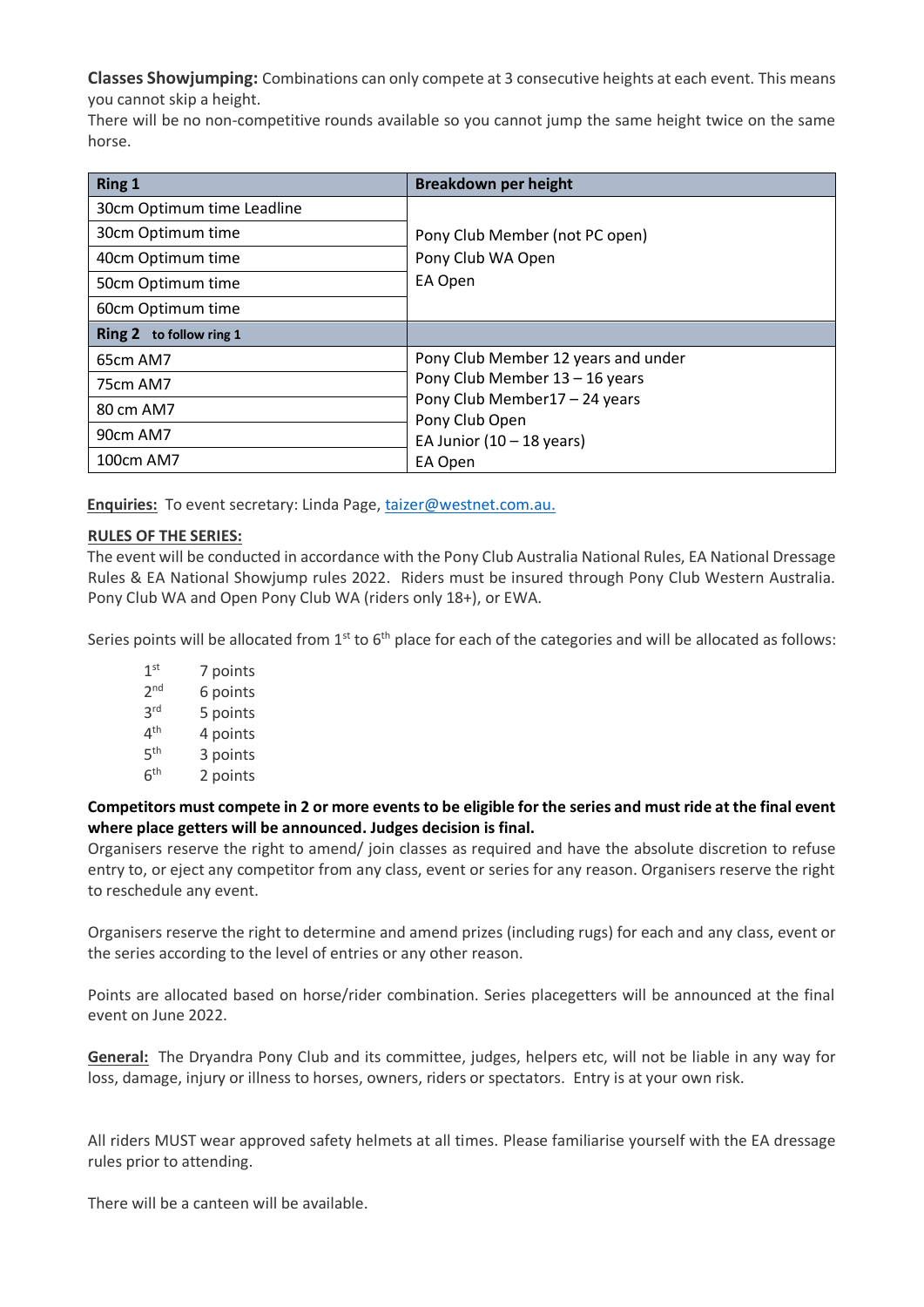**Classes Showjumping:** Combinations can only compete at 3 consecutive heights at each event. This means you cannot skip a height.
There will be no non-competitive rounds available so you cannot jump the same height twice on the same horse.

| **Ring 1** | **Breakdown per height** |
|---|---|
| 30cm Optimum time Leadline | Pony Club Member (not PC open)<br>Pony Club WA Open<br>EA Open |
| 30cm Optimum time | |
| 40cm Optimum time | |
| 50cm Optimum time | |
| 60cm Optimum time | |
| **Ring 2** **to follow ring 1** | |
| 65cm AM7 | Pony Club Member 12 years and under<br>Pony Club Member 13 – 16 years<br>Pony Club Member17 – 24 years<br>Pony Club Open<br>EA Junior (10 – 18 years)<br>EA Open |
| 75cm AM7 | |
| 80 cm AM7 | |
| 90cm AM7 | |
| 100cm AM7 | |

**Enquiries:** To event secretary: Linda Page, taizer@westnet.com.au.

**RULES OF THE SERIES:**

The event will be conducted in accordance with the Pony Club Australia National Rules, EA National Dressage Rules & EA National Showjump rules 2022. Riders must be insured through Pony Club Western Australia. Pony Club WA and Open Pony Club WA (riders only 18+), or EWA.

Series points will be allocated from 1st to 6th place for each of the categories and will be allocated as follows:

- 1st 7 points
- 2nd 6 points
- 3rd 5 points
- 4th 4 points
- 5th 3 points
- 6th 2 points

**Competitors must compete in 2 or more events to be eligible for the series and must ride at the final event where place getters will be announced. Judges decision is final.**
Organisers reserve the right to amend/ join classes as required and have the absolute discretion to refuse entry to, or eject any competitor from any class, event or series for any reason. Organisers reserve the right to reschedule any event.

Organisers reserve the right to determine and amend prizes (including rugs) for each and any class, event or the series according to the level of entries or any other reason.

Points are allocated based on horse/rider combination. Series placegetters will be announced at the final event on June 2022.

**General:** The Dryandra Pony Club and its committee, judges, helpers etc, will not be liable in any way for loss, damage, injury or illness to horses, owners, riders or spectators. Entry is at your own risk.

All riders MUST wear approved safety helmets at all times. Please familiarise yourself with the EA dressage rules prior to attending.

There will be a canteen will be available.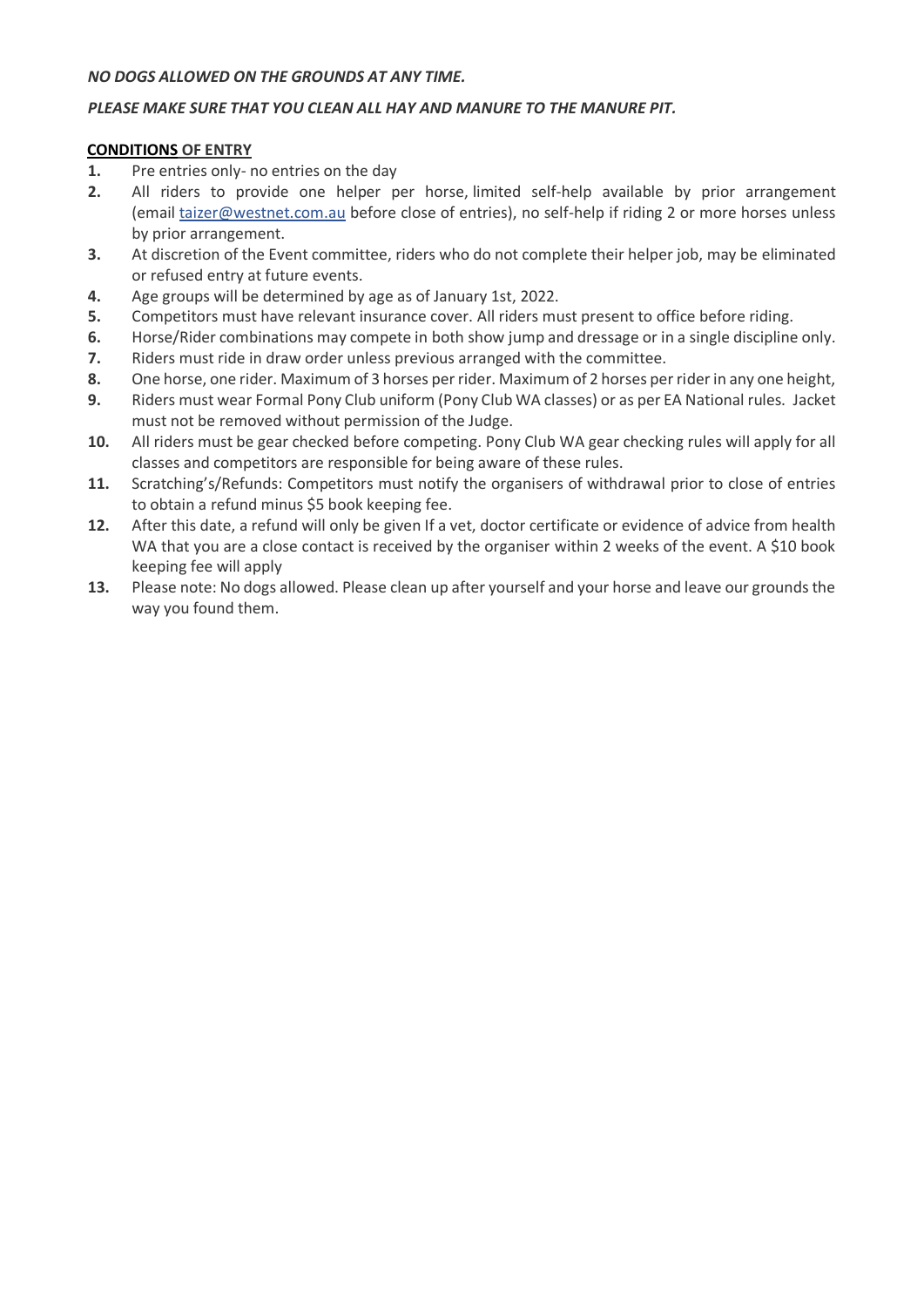***NO DOGS ALLOWED ON THE GROUNDS AT ANY TIME.***

***PLEASE MAKE SURE THAT YOU CLEAN ALL HAY AND MANURE TO THE MANURE PIT.***

## CONDITIONS OF ENTRY

1. Pre entries only- no entries on the day
2. All riders to provide one helper per horse, limited self-help available by prior arrangement (email taizer@westnet.com.au before close of entries), no self-help if riding 2 or more horses unless by prior arrangement.
3. At discretion of the Event committee, riders who do not complete their helper job, may be eliminated or refused entry at future events.
4. Age groups will be determined by age as of January 1st, 2022.
5. Competitors must have relevant insurance cover. All riders must present to office before riding.
6. Horse/Rider combinations may compete in both show jump and dressage or in a single discipline only.
7. Riders must ride in draw order unless previous arranged with the committee.
8. One horse, one rider. Maximum of 3 horses per rider. Maximum of 2 horses per rider in any one height,
9. Riders must wear Formal Pony Club uniform (Pony Club WA classes) or as per EA National rules. Jacket must not be removed without permission of the Judge.
10. All riders must be gear checked before competing. Pony Club WA gear checking rules will apply for all classes and competitors are responsible for being aware of these rules.
11. Scratching's/Refunds: Competitors must notify the organisers of withdrawal prior to close of entries to obtain a refund minus $5 book keeping fee.
12. After this date, a refund will only be given If a vet, doctor certificate or evidence of advice from health WA that you are a close contact is received by the organiser within 2 weeks of the event. A $10 book keeping fee will apply
13. Please note: No dogs allowed. Please clean up after yourself and your horse and leave our grounds the way you found them.